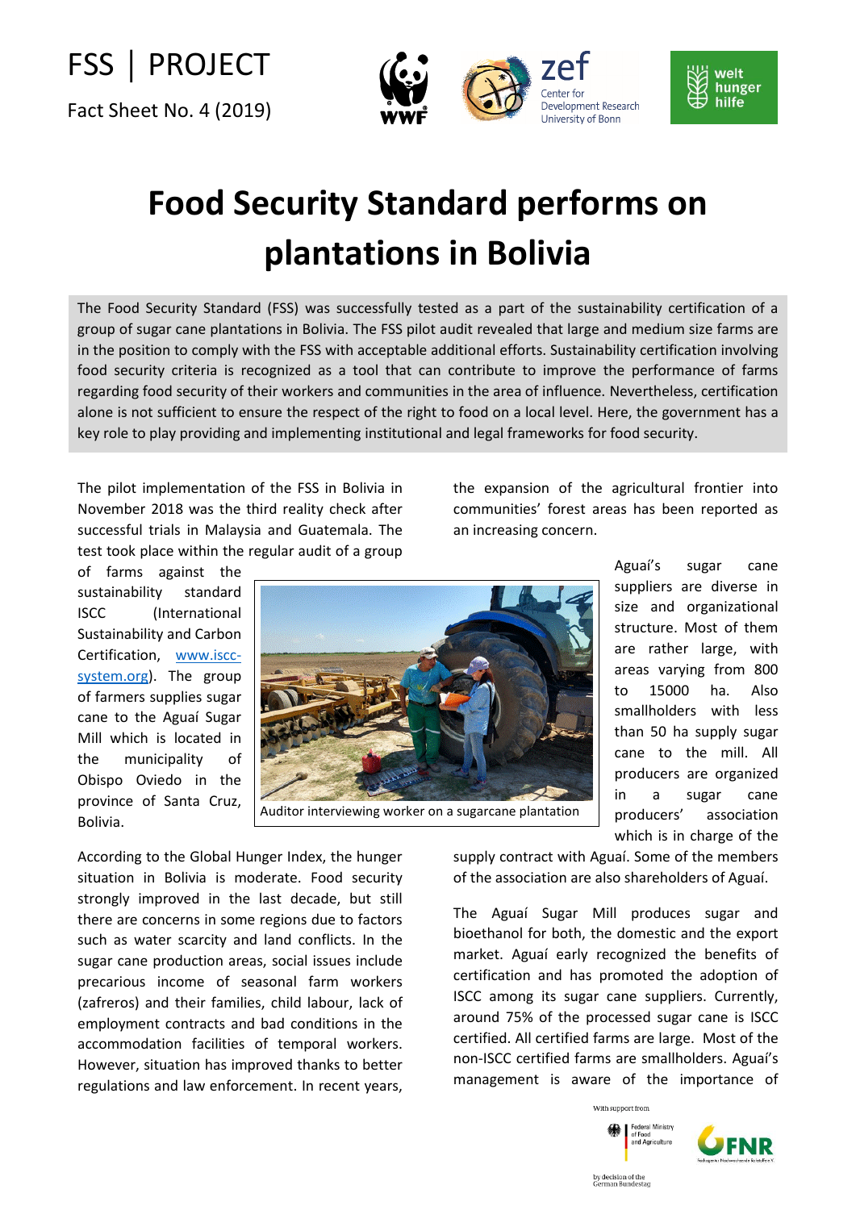FSS | PROJECT

Fact Sheet No. 4 (2019)

# Food Security Standard performs on plantations in Bolivia

The Food Security Standard (FSS) was successfully tested as a part of the sustainability certification of a group of sugar cane plantations in Bolivia. The FSS pilot audit revealed that large and medium size farms are in the position to comply with the FSS with acceptable additional efforts. Sustainability certification involving food security criteria is recognized as a tool that can contribute to improve the performance of farms regarding food security of their workers and communities in the area of influence. Nevertheless, certification alone is not sufficient to ensure the respect of the right to food on a local level. Here, the government has a key role to play providing and implementing institutional and legal frameworks for food security.

The pilot implementation of the FSS in Bolivia in November 2018 was the third reality check after successful trials in Malaysia and Guatemala. The test took place within the regular audit of a group of farms against the sustainability standard ISCC (International Sustainability and Carbon Certification, [www.iscc-system.org](www.iscc-system.org)). The group of farmers supplies sugar cane to the Aguaí Sugar Mill which is located in the municipality of Obispo Oviedo in the province of Santa Cruz, Bolivia.

Auditor interviewing worker on a sugarcane plantation

According to the Global Hunger Index, the hunger situation in Bolivia is moderate. Food security strongly improved in the last decade, but still there are concerns in some regions due to factors such as water scarcity and land conflicts. In the sugar cane production areas, social issues include precarious income of seasonal farm workers (zafreros) and their families, child labour, lack of employment contracts and bad conditions in the accommodation facilities of temporal workers. However, situation has improved thanks to better regulations and law enforcement. In recent years, the expansion of the agricultural frontier into communities' forest areas has been reported as an increasing concern.

Aguaí's sugar cane suppliers are diverse in size and organizational structure. Most of them are rather large, with areas varying from 800 to 15000 ha. Also smallholders with less than 50 ha supply sugar cane to the mill. All producers are organized in a sugar cane producers' association which is in charge of the supply contract with Aguaí. Some of the members of the association are also shareholders of Aguaí.

The Aguaí Sugar Mill produces sugar and bioethanol for both, the domestic and the export market. Aguaí early recognized the benefits of certification and has promoted the adoption of ISCC among its sugar cane suppliers. Currently, around 75% of the processed sugar cane is ISCC certified. All certified farms are large. Most of the non-ISCC certified farms are smallholders. Aguaí's management is aware of the importance of

With support from

Federal Ministry of Food and Agriculture

by decision of the German Bundestag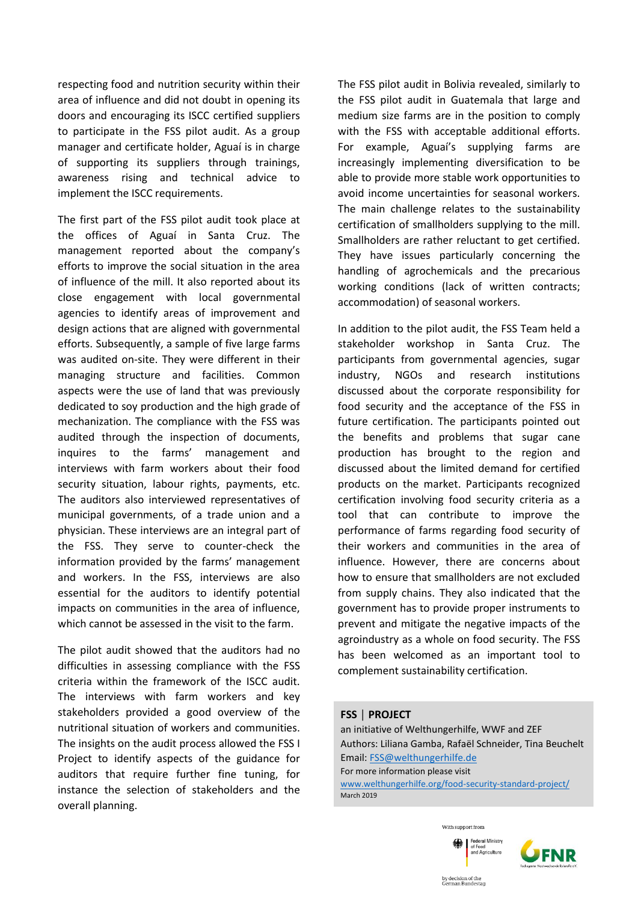respecting food and nutrition security within their area of influence and did not doubt in opening its doors and encouraging its ISCC certified suppliers to participate in the FSS pilot audit. As a group manager and certificate holder, Aguaí is in charge of supporting its suppliers through trainings, awareness rising and technical advice to implement the ISCC requirements.

The first part of the FSS pilot audit took place at the offices of Aguaí in Santa Cruz. The management reported about the company's efforts to improve the social situation in the area of influence of the mill. It also reported about its close engagement with local governmental agencies to identify areas of improvement and design actions that are aligned with governmental efforts. Subsequently, a sample of five large farms was audited on-site. They were different in their managing structure and facilities. Common aspects were the use of land that was previously dedicated to soy production and the high grade of mechanization. The compliance with the FSS was audited through the inspection of documents, inquires to the farms' management and interviews with farm workers about their food security situation, labour rights, payments, etc. The auditors also interviewed representatives of municipal governments, of a trade union and a physician. These interviews are an integral part of the FSS. They serve to counter-check the information provided by the farms' management and workers. In the FSS, interviews are also essential for the auditors to identify potential impacts on communities in the area of influence, which cannot be assessed in the visit to the farm.

The pilot audit showed that the auditors had no difficulties in assessing compliance with the FSS criteria within the framework of the ISCC audit. The interviews with farm workers and key stakeholders provided a good overview of the nutritional situation of workers and communities. The insights on the audit process allowed the FSS I Project to identify aspects of the guidance for auditors that require further fine tuning, for instance the selection of stakeholders and the overall planning.

The FSS pilot audit in Bolivia revealed, similarly to the FSS pilot audit in Guatemala that large and medium size farms are in the position to comply with the FSS with acceptable additional efforts. For example, Aguaí's supplying farms are increasingly implementing diversification to be able to provide more stable work opportunities to avoid income uncertainties for seasonal workers. The main challenge relates to the sustainability certification of smallholders supplying to the mill. Smallholders are rather reluctant to get certified. They have issues particularly concerning the handling of agrochemicals and the precarious working conditions (lack of written contracts; accommodation) of seasonal workers.

In addition to the pilot audit, the FSS Team held a stakeholder workshop in Santa Cruz. The participants from governmental agencies, sugar industry, NGOs and research institutions discussed about the corporate responsibility for food security and the acceptance of the FSS in future certification. The participants pointed out the benefits and problems that sugar cane production has brought to the region and discussed about the limited demand for certified products on the market. Participants recognized certification involving food security criteria as a tool that can contribute to improve the performance of farms regarding food security of their workers and communities in the area of influence. However, there are concerns about how to ensure that smallholders are not excluded from supply chains. They also indicated that the government has to provide proper instruments to prevent and mitigate the negative impacts of the agroindustry as a whole on food security. The FSS has been welcomed as an important tool to complement sustainability certification.

**FSS | PROJECT**

an initiative of Welthungerhilfe, WWF and ZEF

Authors: Liliana Gamba, Rafaël Schneider, Tina Beuchelt

Email: FSS@welthungerhilfe.de

For more information please visit

www.welthungerhilfe.org/food-security-standard-project/

March 2019

With support from

Federal Ministry of Food and Agriculture

FNR

by decision of the German Bundestag